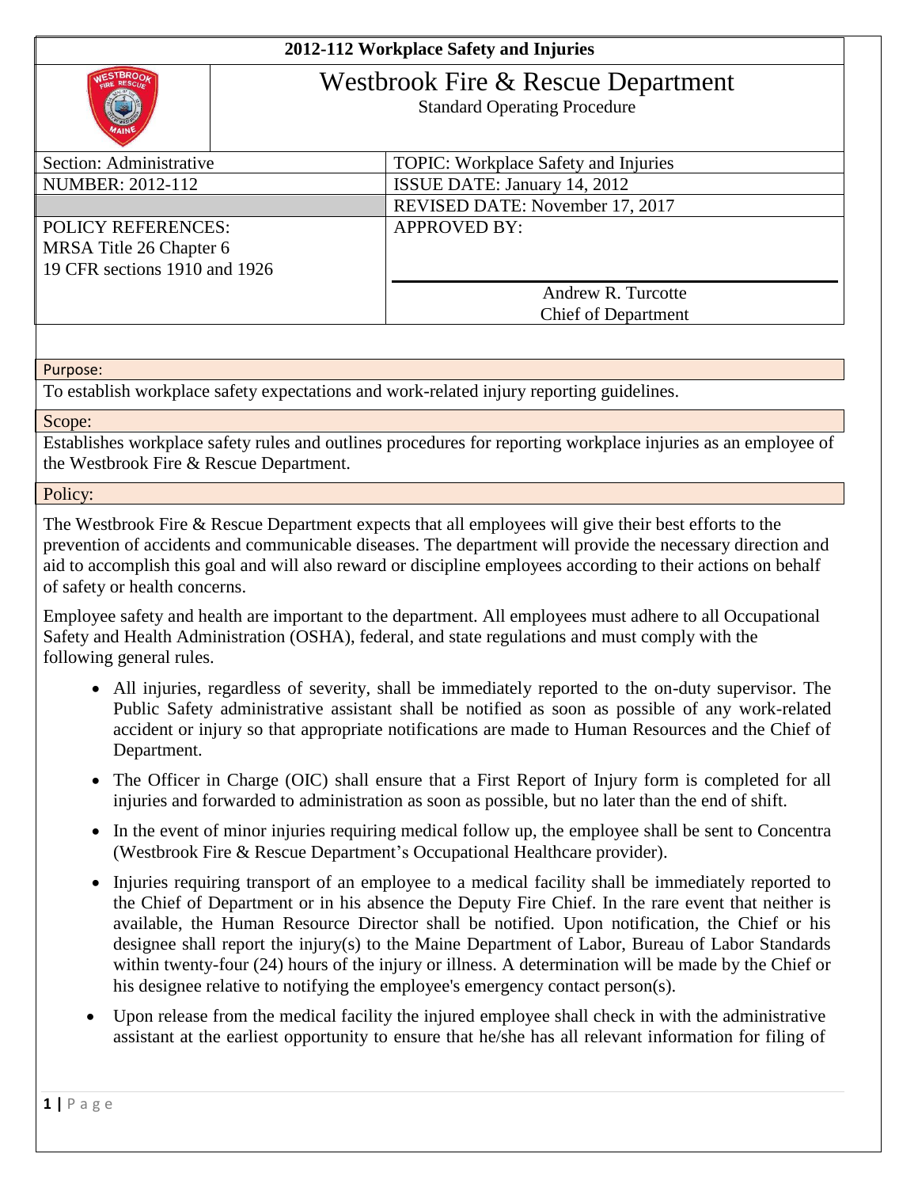# 2012-112 Workplace Safety and Injuries

## Westbrook Fire & Rescue Department

Standard Operating Procedure

| Section: Administrative | TOPIC: Workplace Safety and Injuries |
|---|---|
| NUMBER: 2012-112 | ISSUE DATE: January 14, 2012 |
| | REVISED DATE: November 17, 2017 |
| POLICY REFERENCES:<br>MRSA Title 26 Chapter 6<br>19 CFR sections 1910 and 1926 | APPROVED BY:<br><br>Andrew R. Turcotte<br>Chief of Department |

**Purpose:**

To establish workplace safety expectations and work-related injury reporting guidelines.

**Scope:**

Establishes workplace safety rules and outlines procedures for reporting workplace injuries as an employee of the Westbrook Fire & Rescue Department.

**Policy:**

The Westbrook Fire & Rescue Department expects that all employees will give their best efforts to the prevention of accidents and communicable diseases. The department will provide the necessary direction and aid to accomplish this goal and will also reward or discipline employees according to their actions on behalf of safety or health concerns.

Employee safety and health are important to the department. All employees must adhere to all Occupational Safety and Health Administration (OSHA), federal, and state regulations and must comply with the following general rules.

- All injuries, regardless of severity, shall be immediately reported to the on-duty supervisor. The Public Safety administrative assistant shall be notified as soon as possible of any work-related accident or injury so that appropriate notifications are made to Human Resources and the Chief of Department.
- The Officer in Charge (OIC) shall ensure that a First Report of Injury form is completed for all injuries and forwarded to administration as soon as possible, but no later than the end of shift.
- In the event of minor injuries requiring medical follow up, the employee shall be sent to Concentra (Westbrook Fire & Rescue Department's Occupational Healthcare provider).
- Injuries requiring transport of an employee to a medical facility shall be immediately reported to the Chief of Department or in his absence the Deputy Fire Chief. In the rare event that neither is available, the Human Resource Director shall be notified. Upon notification, the Chief or his designee shall report the injury(s) to the Maine Department of Labor, Bureau of Labor Standards within twenty-four (24) hours of the injury or illness. A determination will be made by the Chief or his designee relative to notifying the employee's emergency contact person(s).
- Upon release from the medical facility the injured employee shall check in with the administrative assistant at the earliest opportunity to ensure that he/she has all relevant information for filing of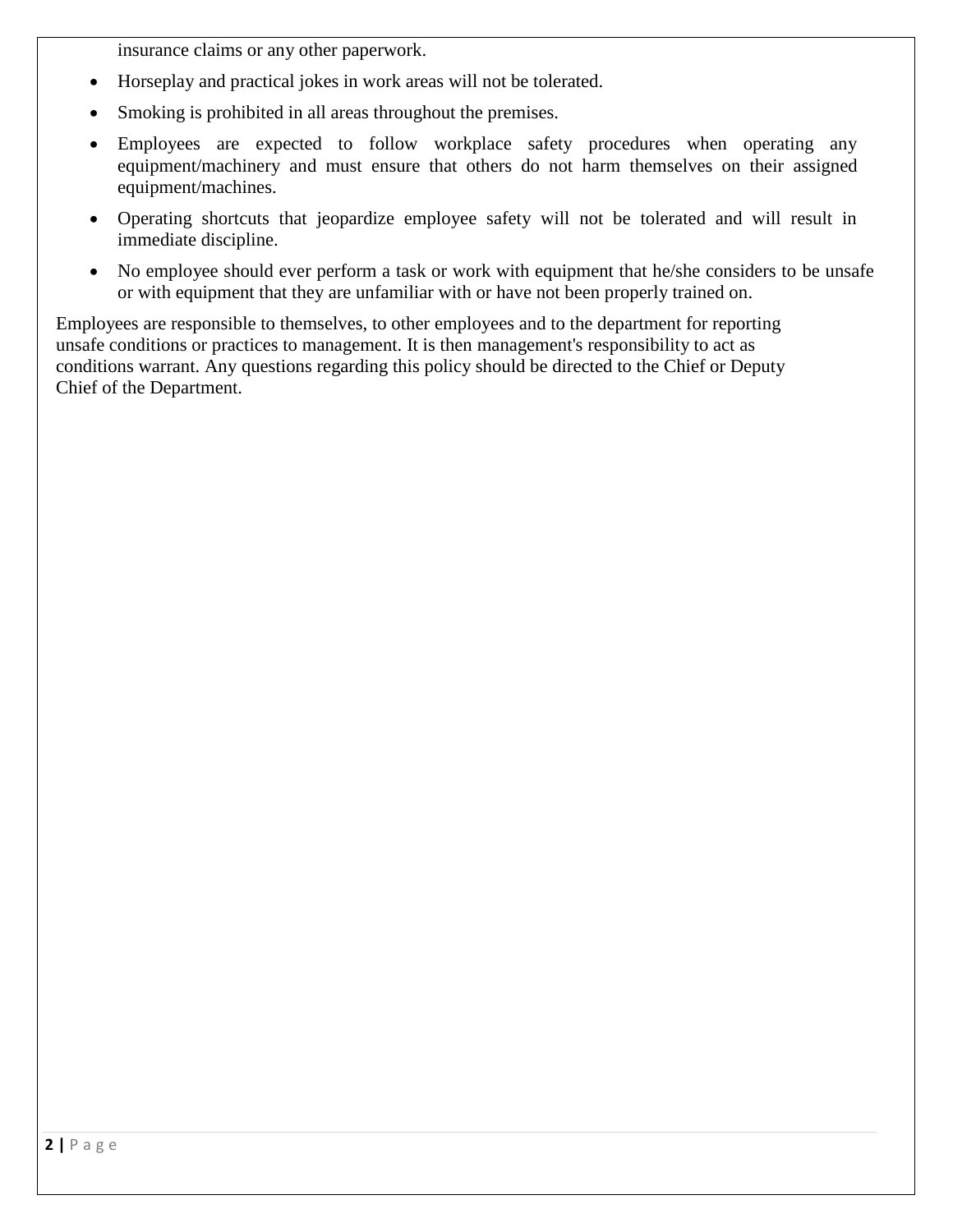insurance claims or any other paperwork.

- Horseplay and practical jokes in work areas will not be tolerated.
- Smoking is prohibited in all areas throughout the premises.
- Employees are expected to follow workplace safety procedures when operating any equipment/machinery and must ensure that others do not harm themselves on their assigned equipment/machines.
- Operating shortcuts that jeopardize employee safety will not be tolerated and will result in immediate discipline.
- No employee should ever perform a task or work with equipment that he/she considers to be unsafe or with equipment that they are unfamiliar with or have not been properly trained on.

Employees are responsible to themselves, to other employees and to the department for reporting unsafe conditions or practices to management. It is then management's responsibility to act as conditions warrant. Any questions regarding this policy should be directed to the Chief or Deputy Chief of the Department.